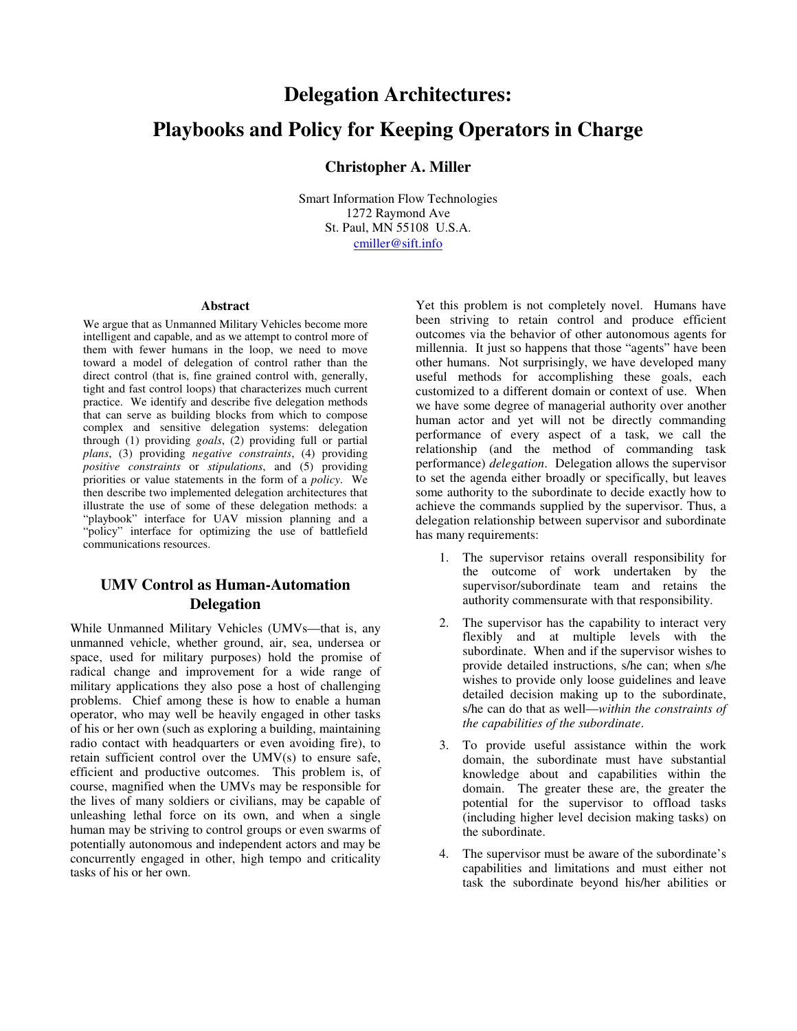# Delegation Architectures:

# Playbooks and Policy for Keeping Operators in Charge

**Christopher A. Miller**

Smart Information Flow Technologies
1272 Raymond Ave
St. Paul, MN 55108 U.S.A.
cmiller@sift.info

### Abstract

We argue that as Unmanned Military Vehicles become more intelligent and capable, and as we attempt to control more of them with fewer humans in the loop, we need to move toward a model of delegation of control rather than the direct control (that is, fine grained control with, generally, tight and fast control loops) that characterizes much current practice. We identify and describe five delegation methods that can serve as building blocks from which to compose complex and sensitive delegation systems: delegation through (1) providing *goals*, (2) providing full or partial *plans*, (3) providing *negative constraints*, (4) providing *positive constraints* or *stipulations*, and (5) providing priorities or value statements in the form of a *policy*. We then describe two implemented delegation architectures that illustrate the use of some of these delegation methods: a "playbook" interface for UAV mission planning and a "policy" interface for optimizing the use of battlefield communications resources.

## UMV Control as Human-Automation Delegation

While Unmanned Military Vehicles (UMVs—that is, any unmanned vehicle, whether ground, air, sea, undersea or space, used for military purposes) hold the promise of radical change and improvement for a wide range of military applications they also pose a host of challenging problems. Chief among these is how to enable a human operator, who may well be heavily engaged in other tasks of his or her own (such as exploring a building, maintaining radio contact with headquarters or even avoiding fire), to retain sufficient control over the UMV(s) to ensure safe, efficient and productive outcomes. This problem is, of course, magnified when the UMVs may be responsible for the lives of many soldiers or civilians, may be capable of unleashing lethal force on its own, and when a single human may be striving to control groups or even swarms of potentially autonomous and independent actors and may be concurrently engaged in other, high tempo and criticality tasks of his or her own.

Yet this problem is not completely novel. Humans have been striving to retain control and produce efficient outcomes via the behavior of other autonomous agents for millennia. It just so happens that those "agents" have been other humans. Not surprisingly, we have developed many useful methods for accomplishing these goals, each customized to a different domain or context of use. When we have some degree of managerial authority over another human actor and yet will not be directly commanding performance of every aspect of a task, we call the relationship (and the method of commanding task performance) *delegation*. Delegation allows the supervisor to set the agenda either broadly or specifically, but leaves some authority to the subordinate to decide exactly how to achieve the commands supplied by the supervisor. Thus, a delegation relationship between supervisor and subordinate has many requirements:

1. The supervisor retains overall responsibility for the outcome of work undertaken by the supervisor/subordinate team and retains the authority commensurate with that responsibility.
2. The supervisor has the capability to interact very flexibly and at multiple levels with the subordinate. When and if the supervisor wishes to provide detailed instructions, s/he can; when s/he wishes to provide only loose guidelines and leave detailed decision making up to the subordinate, s/he can do that as well—*within the constraints of the capabilities of the subordinate*.
3. To provide useful assistance within the work domain, the subordinate must have substantial knowledge about and capabilities within the domain. The greater these are, the greater the potential for the supervisor to offload tasks (including higher level decision making tasks) on the subordinate.
4. The supervisor must be aware of the subordinate's capabilities and limitations and must either not task the subordinate beyond his/her abilities or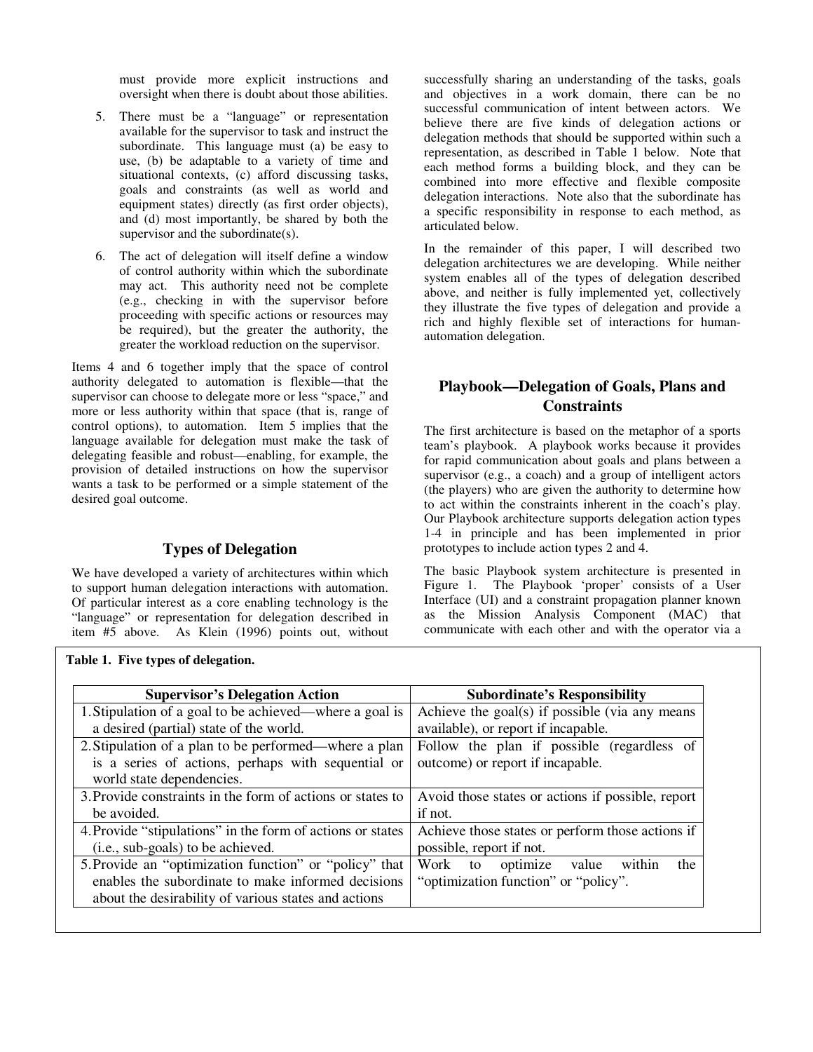must provide more explicit instructions and oversight when there is doubt about those abilities.

5. There must be a "language" or representation available for the supervisor to task and instruct the subordinate. This language must (a) be easy to use, (b) be adaptable to a variety of time and situational contexts, (c) afford discussing tasks, goals and constraints (as well as world and equipment states) directly (as first order objects), and (d) most importantly, be shared by both the supervisor and the subordinate(s).

6. The act of delegation will itself define a window of control authority within which the subordinate may act. This authority need not be complete (e.g., checking in with the supervisor before proceeding with specific actions or resources may be required), but the greater the authority, the greater the workload reduction on the supervisor.

Items 4 and 6 together imply that the space of control authority delegated to automation is flexible—that the supervisor can choose to delegate more or less "space," and more or less authority within that space (that is, range of control options), to automation. Item 5 implies that the language available for delegation must make the task of delegating feasible and robust—enabling, for example, the provision of detailed instructions on how the supervisor wants a task to be performed or a simple statement of the desired goal outcome.

## Types of Delegation

We have developed a variety of architectures within which to support human delegation interactions with automation. Of particular interest as a core enabling technology is the "language" or representation for delegation described in item #5 above. As Klein (1996) points out, without successfully sharing an understanding of the tasks, goals and objectives in a work domain, there can be no successful communication of intent between actors. We believe there are five kinds of delegation actions or delegation methods that should be supported within such a representation, as described in Table 1 below. Note that each method forms a building block, and they can be combined into more effective and flexible composite delegation interactions. Note also that the subordinate has a specific responsibility in response to each method, as articulated below.

In the remainder of this paper, I will described two delegation architectures we are developing. While neither system enables all of the types of delegation described above, and neither is fully implemented yet, collectively they illustrate the five types of delegation and provide a rich and highly flexible set of interactions for human-automation delegation.

**Table 1. Five types of delegation.**

| Supervisor's Delegation Action | Subordinate's Responsibility |
|---|---|
| 1. Stipulation of a goal to be achieved—where a goal is a desired (partial) state of the world. | Achieve the goal(s) if possible (via any means available), or report if incapable. |
| 2. Stipulation of a plan to be performed—where a plan is a series of actions, perhaps with sequential or world state dependencies. | Follow the plan if possible (regardless of outcome) or report if incapable. |
| 3. Provide constraints in the form of actions or states to be avoided. | Avoid those states or actions if possible, report if not. |
| 4. Provide "stipulations" in the form of actions or states (i.e., sub-goals) to be achieved. | Achieve those states or perform those actions if possible, report if not. |
| 5. Provide an "optimization function" or "policy" that enables the subordinate to make informed decisions about the desirability of various states and actions | Work to optimize value within the "optimization function" or "policy". |

## Playbook—Delegation of Goals, Plans and Constraints

The first architecture is based on the metaphor of a sports team's playbook. A playbook works because it provides for rapid communication about goals and plans between a supervisor (e.g., a coach) and a group of intelligent actors (the players) who are given the authority to determine how to act within the constraints inherent in the coach's play. Our Playbook architecture supports delegation action types 1-4 in principle and has been implemented in prior prototypes to include action types 2 and 4.

The basic Playbook system architecture is presented in Figure 1. The Playbook 'proper' consists of a User Interface (UI) and a constraint propagation planner known as the Mission Analysis Component (MAC) that communicate with each other and with the operator via a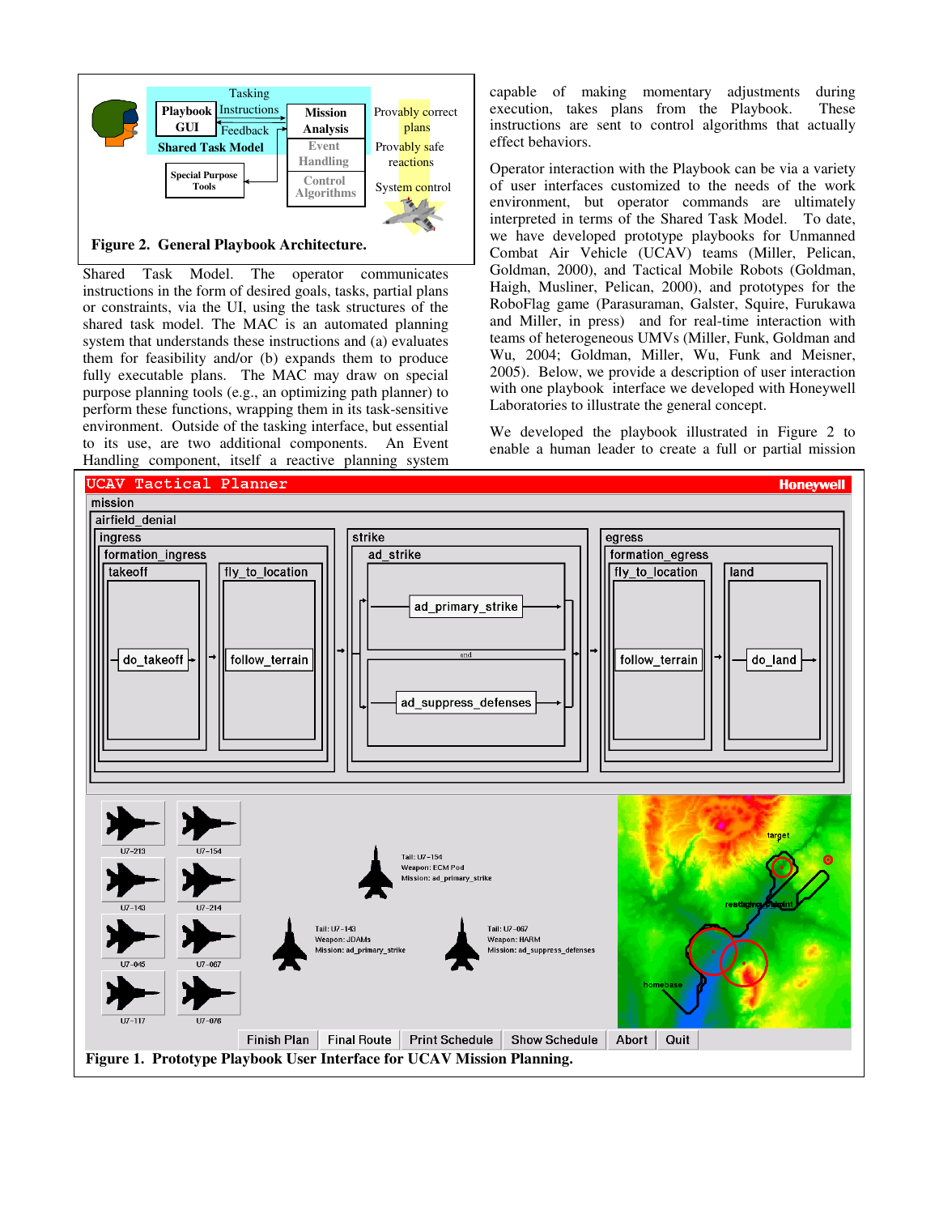Figure 2. General Playbook Architecture.

Shared Task Model. The operator communicates instructions in the form of desired goals, tasks, partial plans or constraints, via the UI, using the task structures of the shared task model. The MAC is an automated planning system that understands these instructions and (a) evaluates them for feasibility and/or (b) expands them to produce fully executable plans. The MAC may draw on special purpose planning tools (e.g., an optimizing path planner) to perform these functions, wrapping them in its task-sensitive environment. Outside of the tasking interface, but essential to its use, are two additional components. An Event Handling component, itself a reactive planning system capable of making momentary adjustments during execution, takes plans from the Playbook. These instructions are sent to control algorithms that actually effect behaviors.

Operator interaction with the Playbook can be via a variety of user interfaces customized to the needs of the work environment, but operator commands are ultimately interpreted in terms of the Shared Task Model. To date, we have developed prototype playbooks for Unmanned Combat Air Vehicle (UCAV) teams (Miller, Pelican, Goldman, 2000), and Tactical Mobile Robots (Goldman, Haigh, Musliner, Pelican, 2000), and prototypes for the RoboFlag game (Parasuraman, Galster, Squire, Furukawa and Miller, in press) and for real-time interaction with teams of heterogeneous UMVs (Miller, Funk, Goldman and Wu, 2004; Goldman, Miller, Wu, Funk and Meisner, 2005). Below, we provide a description of user interaction with one playbook interface we developed with Honeywell Laboratories to illustrate the general concept.

We developed the playbook illustrated in Figure 2 to enable a human leader to create a full or partial mission

Figure 1. Prototype Playbook User Interface for UCAV Mission Planning.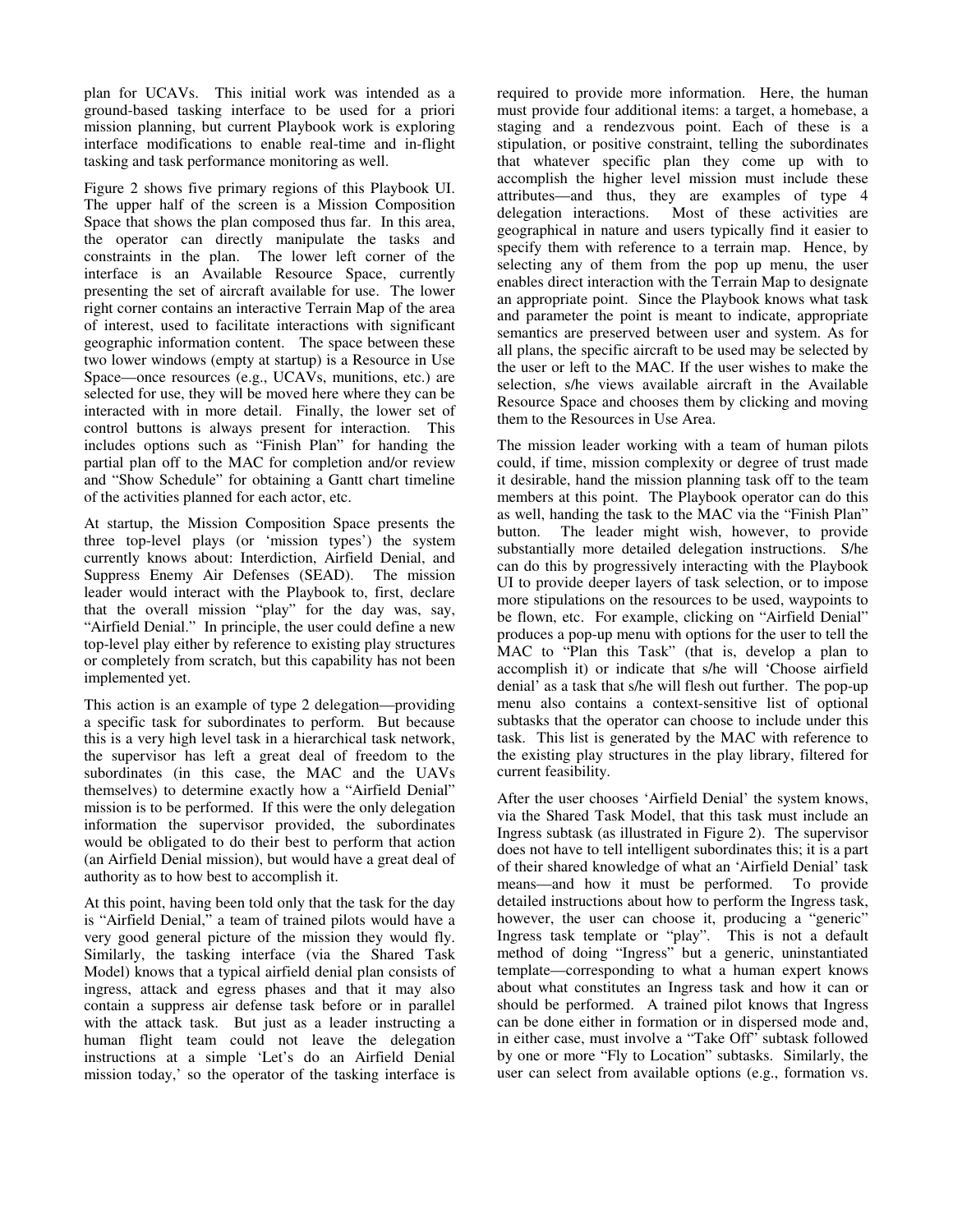plan for UCAVs. This initial work was intended as a ground-based tasking interface to be used for a priori mission planning, but current Playbook work is exploring interface modifications to enable real-time and in-flight tasking and task performance monitoring as well.

Figure 2 shows five primary regions of this Playbook UI. The upper half of the screen is a Mission Composition Space that shows the plan composed thus far. In this area, the operator can directly manipulate the tasks and constraints in the plan. The lower left corner of the interface is an Available Resource Space, currently presenting the set of aircraft available for use. The lower right corner contains an interactive Terrain Map of the area of interest, used to facilitate interactions with significant geographic information content. The space between these two lower windows (empty at startup) is a Resource in Use Space—once resources (e.g., UCAVs, munitions, etc.) are selected for use, they will be moved here where they can be interacted with in more detail. Finally, the lower set of control buttons is always present for interaction. This includes options such as "Finish Plan" for handing the partial plan off to the MAC for completion and/or review and "Show Schedule" for obtaining a Gantt chart timeline of the activities planned for each actor, etc.

At startup, the Mission Composition Space presents the three top-level plays (or 'mission types') the system currently knows about: Interdiction, Airfield Denial, and Suppress Enemy Air Defenses (SEAD). The mission leader would interact with the Playbook to, first, declare that the overall mission "play" for the day was, say, "Airfield Denial." In principle, the user could define a new top-level play either by reference to existing play structures or completely from scratch, but this capability has not been implemented yet.

This action is an example of type 2 delegation—providing a specific task for subordinates to perform. But because this is a very high level task in a hierarchical task network, the supervisor has left a great deal of freedom to the subordinates (in this case, the MAC and the UAVs themselves) to determine exactly how a "Airfield Denial" mission is to be performed. If this were the only delegation information the supervisor provided, the subordinates would be obligated to do their best to perform that action (an Airfield Denial mission), but would have a great deal of authority as to how best to accomplish it.

At this point, having been told only that the task for the day is "Airfield Denial," a team of trained pilots would have a very good general picture of the mission they would fly. Similarly, the tasking interface (via the Shared Task Model) knows that a typical airfield denial plan consists of ingress, attack and egress phases and that it may also contain a suppress air defense task before or in parallel with the attack task. But just as a leader instructing a human flight team could not leave the delegation instructions at a simple 'Let's do an Airfield Denial mission today,' so the operator of the tasking interface is required to provide more information. Here, the human must provide four additional items: a target, a homebase, a staging and a rendezvous point. Each of these is a stipulation, or positive constraint, telling the subordinates that whatever specific plan they come up with to accomplish the higher level mission must include these attributes—and thus, they are examples of type 4 delegation interactions. Most of these activities are geographical in nature and users typically find it easier to specify them with reference to a terrain map. Hence, by selecting any of them from the pop up menu, the user enables direct interaction with the Terrain Map to designate an appropriate point. Since the Playbook knows what task and parameter the point is meant to indicate, appropriate semantics are preserved between user and system. As for all plans, the specific aircraft to be used may be selected by the user or left to the MAC. If the user wishes to make the selection, s/he views available aircraft in the Available Resource Space and chooses them by clicking and moving them to the Resources in Use Area.

The mission leader working with a team of human pilots could, if time, mission complexity or degree of trust made it desirable, hand the mission planning task off to the team members at this point. The Playbook operator can do this as well, handing the task to the MAC via the "Finish Plan" button. The leader might wish, however, to provide substantially more detailed delegation instructions. S/he can do this by progressively interacting with the Playbook UI to provide deeper layers of task selection, or to impose more stipulations on the resources to be used, waypoints to be flown, etc. For example, clicking on "Airfield Denial" produces a pop-up menu with options for the user to tell the MAC to "Plan this Task" (that is, develop a plan to accomplish it) or indicate that s/he will 'Choose airfield denial' as a task that s/he will flesh out further. The pop-up menu also contains a context-sensitive list of optional subtasks that the operator can choose to include under this task. This list is generated by the MAC with reference to the existing play structures in the play library, filtered for current feasibility.

After the user chooses 'Airfield Denial' the system knows, via the Shared Task Model, that this task must include an Ingress subtask (as illustrated in Figure 2). The supervisor does not have to tell intelligent subordinates this; it is a part of their shared knowledge of what an 'Airfield Denial' task means—and how it must be performed. To provide detailed instructions about how to perform the Ingress task, however, the user can choose it, producing a "generic" Ingress task template or "play". This is not a default method of doing "Ingress" but a generic, uninstantiated template—corresponding to what a human expert knows about what constitutes an Ingress task and how it can or should be performed. A trained pilot knows that Ingress can be done either in formation or in dispersed mode and, in either case, must involve a "Take Off" subtask followed by one or more "Fly to Location" subtasks. Similarly, the user can select from available options (e.g., formation vs.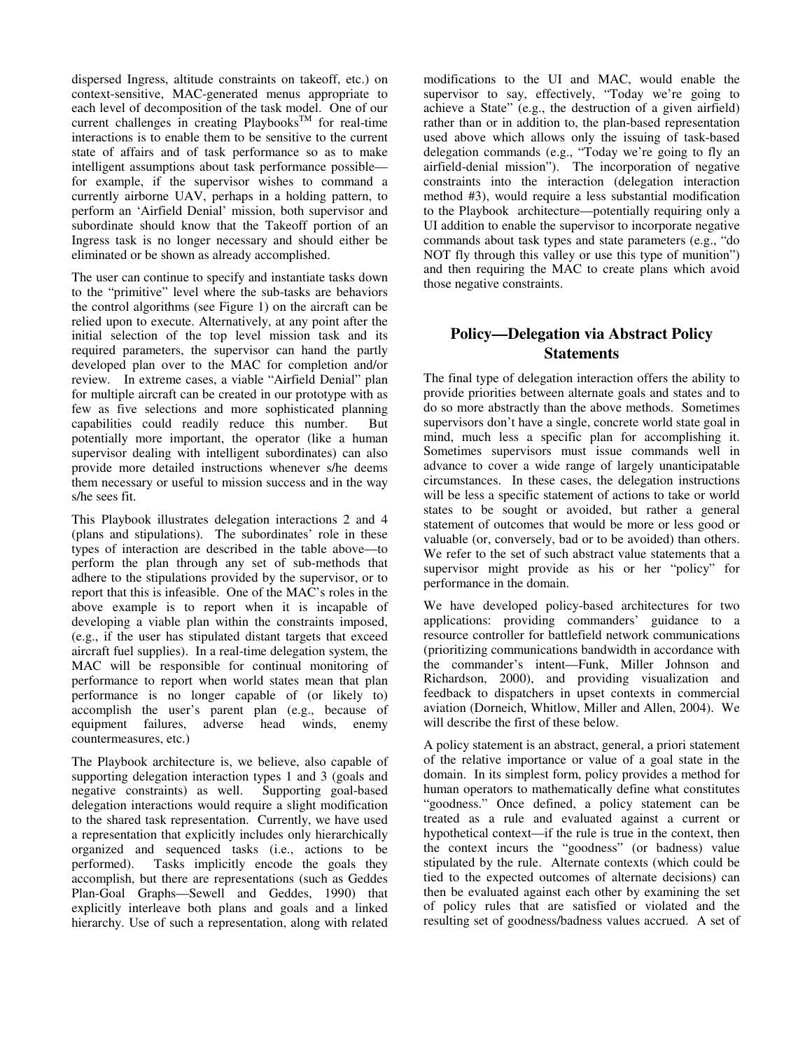dispersed Ingress, altitude constraints on takeoff, etc.) on context-sensitive, MAC-generated menus appropriate to each level of decomposition of the task model. One of our current challenges in creating Playbooks™ for real-time interactions is to enable them to be sensitive to the current state of affairs and of task performance so as to make intelligent assumptions about task performance possible—for example, if the supervisor wishes to command a currently airborne UAV, perhaps in a holding pattern, to perform an 'Airfield Denial' mission, both supervisor and subordinate should know that the Takeoff portion of an Ingress task is no longer necessary and should either be eliminated or be shown as already accomplished.

The user can continue to specify and instantiate tasks down to the "primitive" level where the sub-tasks are behaviors the control algorithms (see Figure 1) on the aircraft can be relied upon to execute. Alternatively, at any point after the initial selection of the top level mission task and its required parameters, the supervisor can hand the partly developed plan over to the MAC for completion and/or review. In extreme cases, a viable "Airfield Denial" plan for multiple aircraft can be created in our prototype with as few as five selections and more sophisticated planning capabilities could readily reduce this number. But potentially more important, the operator (like a human supervisor dealing with intelligent subordinates) can also provide more detailed instructions whenever s/he deems them necessary or useful to mission success and in the way s/he sees fit.

This Playbook illustrates delegation interactions 2 and 4 (plans and stipulations). The subordinates' role in these types of interaction are described in the table above—to perform the plan through any set of sub-methods that adhere to the stipulations provided by the supervisor, or to report that this is infeasible. One of the MAC's roles in the above example is to report when it is incapable of developing a viable plan within the constraints imposed, (e.g., if the user has stipulated distant targets that exceed aircraft fuel supplies). In a real-time delegation system, the MAC will be responsible for continual monitoring of performance to report when world states mean that plan performance is no longer capable of (or likely to) accomplish the user's parent plan (e.g., because of equipment failures, adverse head winds, enemy countermeasures, etc.)

The Playbook architecture is, we believe, also capable of supporting delegation interaction types 1 and 3 (goals and negative constraints) as well. Supporting goal-based delegation interactions would require a slight modification to the shared task representation. Currently, we have used a representation that explicitly includes only hierarchically organized and sequenced tasks (i.e., actions to be performed). Tasks implicitly encode the goals they accomplish, but there are representations (such as Geddes Plan-Goal Graphs—Sewell and Geddes, 1990) that explicitly interleave both plans and goals and a linked hierarchy. Use of such a representation, along with related modifications to the UI and MAC, would enable the supervisor to say, effectively, "Today we're going to achieve a State" (e.g., the destruction of a given airfield) rather than or in addition to, the plan-based representation used above which allows only the issuing of task-based delegation commands (e.g., "Today we're going to fly an airfield-denial mission"). The incorporation of negative constraints into the interaction (delegation interaction method #3), would require a less substantial modification to the Playbook architecture—potentially requiring only a UI addition to enable the supervisor to incorporate negative commands about task types and state parameters (e.g., "do NOT fly through this valley or use this type of munition") and then requiring the MAC to create plans which avoid those negative constraints.

## Policy—Delegation via Abstract Policy Statements

The final type of delegation interaction offers the ability to provide priorities between alternate goals and states and to do so more abstractly than the above methods. Sometimes supervisors don't have a single, concrete world state goal in mind, much less a specific plan for accomplishing it. Sometimes supervisors must issue commands well in advance to cover a wide range of largely unanticipatable circumstances. In these cases, the delegation instructions will be less a specific statement of actions to take or world states to be sought or avoided, but rather a general statement of outcomes that would be more or less good or valuable (or, conversely, bad or to be avoided) than others. We refer to the set of such abstract value statements that a supervisor might provide as his or her "policy" for performance in the domain.

We have developed policy-based architectures for two applications: providing commanders' guidance to a resource controller for battlefield network communications (prioritizing communications bandwidth in accordance with the commander's intent—Funk, Miller Johnson and Richardson, 2000), and providing visualization and feedback to dispatchers in upset contexts in commercial aviation (Dorneich, Whitlow, Miller and Allen, 2004). We will describe the first of these below.

A policy statement is an abstract, general, a priori statement of the relative importance or value of a goal state in the domain. In its simplest form, policy provides a method for human operators to mathematically define what constitutes "goodness." Once defined, a policy statement can be treated as a rule and evaluated against a current or hypothetical context—if the rule is true in the context, then the context incurs the "goodness" (or badness) value stipulated by the rule. Alternate contexts (which could be tied to the expected outcomes of alternate decisions) can then be evaluated against each other by examining the set of policy rules that are satisfied or violated and the resulting set of goodness/badness values accrued. A set of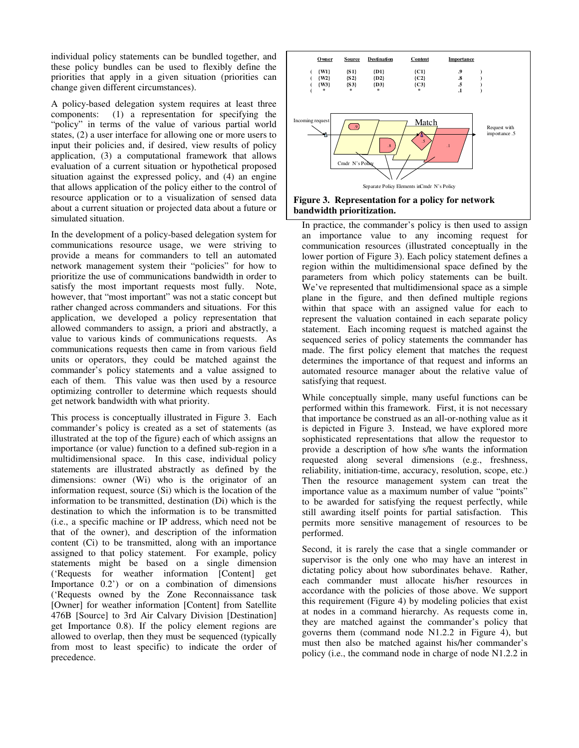individual policy statements can be bundled together, and these policy bundles can be used to flexibly define the priorities that apply in a given situation (priorities can change given different circumstances).

A policy-based delegation system requires at least three components: (1) a representation for specifying the "policy" in terms of the value of various partial world states, (2) a user interface for allowing one or more users to input their policies and, if desired, view results of policy application, (3) a computational framework that allows evaluation of a current situation or hypothetical proposed situation against the expressed policy, and (4) an engine that allows application of the policy either to the control of resource application or to a visualization of sensed data about a current situation or projected data about a future or simulated situation.

In the development of a policy-based delegation system for communications resource usage, we were striving to provide a means for commanders to tell an automated network management system their "policies" for how to prioritize the use of communications bandwidth in order to satisfy the most important requests most fully. Note, however, that "most important" was not a static concept but rather changed across commanders and situations. For this application, we developed a policy representation that allowed commanders to assign, a priori and abstractly, a value to various kinds of communications requests. As communications requests then came in from various field units or operators, they could be matched against the commander's policy statements and a value assigned to each of them. This value was then used by a resource optimizing controller to determine which requests should get network bandwidth with what priority.

This process is conceptually illustrated in Figure 3. Each commander's policy is created as a set of statements (as illustrated at the top of the figure) each of which assigns an importance (or value) function to a defined sub-region in a multidimensional space. In this case, individual policy statements are illustrated abstractly as defined by the dimensions: owner (Wi) who is the originator of an information request, source (Si) which is the location of the information to be transmitted, destination (Di) which is the destination to which the information is to be transmitted (i.e., a specific machine or IP address, which need not be that of the owner), and description of the information content (Ci) to be transmitted, along with an importance assigned to that policy statement. For example, policy statements might be based on a single dimension ('Requests for weather information [Content] get Importance 0.2') or on a combination of dimensions ('Requests owned by the Zone Reconnaissance task [Owner] for weather information [Content] from Satellite 476B [Source] to 3rd Air Calvary Division [Destination] get Importance 0.8). If the policy element regions are allowed to overlap, then they must be sequenced (typically from most to least specific) to indicate the order of precedence.

| Owner | Source | Destination | Content | Importance |
|---|---|---|---|---|
| ( {W1} | {S1} | {D1} | {C1} | .9 ) |
| ( {W2} | {S2} | {D2} | {C2} | .8 ) |
| ( {W3} | {S3} | {D3} | {C3} | .5 ) |
| ( * | * | * | * | .1 ) |

Incoming request — Match — Request with importance .5

Cmdr N's Policy

Separate Policy Elements in Cmdr N's Policy

**Figure 3. Representation for a policy for network bandwidth prioritization.**

In practice, the commander's policy is then used to assign an importance value to any incoming request for communication resources (illustrated conceptually in the lower portion of Figure 3). Each policy statement defines a region within the multidimensional space defined by the parameters from which policy statements can be built. We've represented that multidimensional space as a simple plane in the figure, and then defined multiple regions within that space with an assigned value for each to represent the valuation contained in each separate policy statement. Each incoming request is matched against the sequenced series of policy statements the commander has made. The first policy element that matches the request determines the importance of that request and informs an automated resource manager about the relative value of satisfying that request.

While conceptually simple, many useful functions can be performed within this framework. First, it is not necessary that importance be construed as an all-or-nothing value as it is depicted in Figure 3. Instead, we have explored more sophisticated representations that allow the requestor to provide a description of how s/he wants the information requested along several dimensions (e.g., freshness, reliability, initiation-time, accuracy, resolution, scope, etc.) Then the resource management system can treat the importance value as a maximum number of value "points" to be awarded for satisfying the request perfectly, while still awarding itself points for partial satisfaction. This permits more sensitive management of resources to be performed.

Second, it is rarely the case that a single commander or supervisor is the only one who may have an interest in dictating policy about how subordinates behave. Rather, each commander must allocate his/her resources in accordance with the policies of those above. We support this requirement (Figure 4) by modeling policies that exist at nodes in a command hierarchy. As requests come in, they are matched against the commander's policy that governs them (command node N1.2.2 in Figure 4), but must then also be matched against his/her commander's policy (i.e., the command node in charge of node N1.2.2 in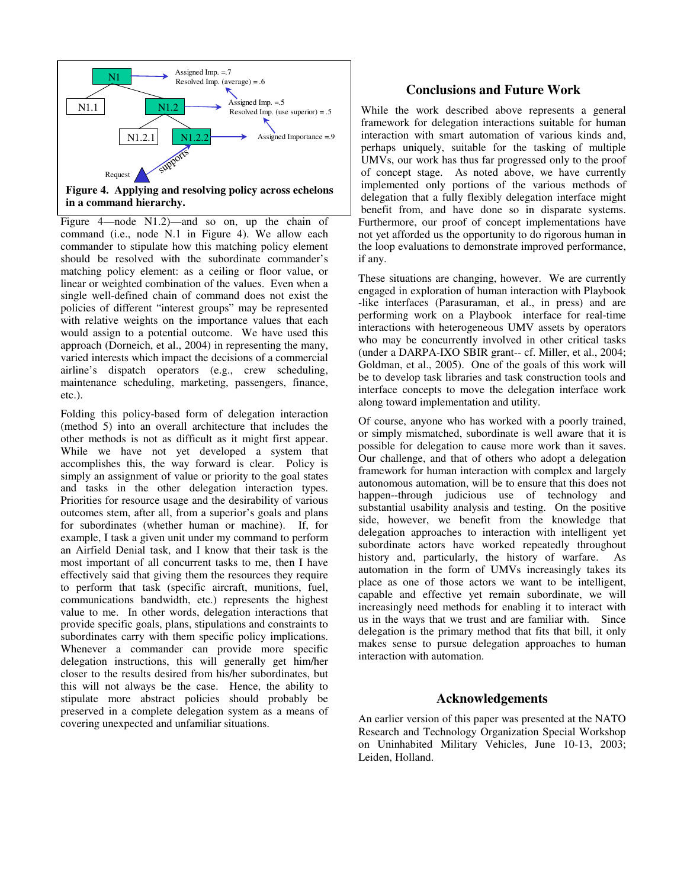Figure 4. Applying and resolving policy across echelons in a command hierarchy.

Figure 4—node N1.2)—and so on, up the chain of command (i.e., node N.1 in Figure 4). We allow each commander to stipulate how this matching policy element should be resolved with the subordinate commander's matching policy element: as a ceiling or floor value, or linear or weighted combination of the values. Even when a single well-defined chain of command does not exist the policies of different "interest groups" may be represented with relative weights on the importance values that each would assign to a potential outcome. We have used this approach (Dorneich, et al., 2004) in representing the many, varied interests which impact the decisions of a commercial airline's dispatch operators (e.g., crew scheduling, maintenance scheduling, marketing, passengers, finance, etc.).

Folding this policy-based form of delegation interaction (method 5) into an overall architecture that includes the other methods is not as difficult as it might first appear. While we have not yet developed a system that accomplishes this, the way forward is clear. Policy is simply an assignment of value or priority to the goal states and tasks in the other delegation interaction types. Priorities for resource usage and the desirability of various outcomes stem, after all, from a superior's goals and plans for subordinates (whether human or machine). If, for example, I task a given unit under my command to perform an Airfield Denial task, and I know that their task is the most important of all concurrent tasks to me, then I have effectively said that giving them the resources they require to perform that task (specific aircraft, munitions, fuel, communications bandwidth, etc.) represents the highest value to me. In other words, delegation interactions that provide specific goals, plans, stipulations and constraints to subordinates carry with them specific policy implications. Whenever a commander can provide more specific delegation instructions, this will generally get him/her closer to the results desired from his/her subordinates, but this will not always be the case. Hence, the ability to stipulate more abstract policies should probably be preserved in a complete delegation system as a means of covering unexpected and unfamiliar situations.

## Conclusions and Future Work

While the work described above represents a general framework for delegation interactions suitable for human interaction with smart automation of various kinds and, perhaps uniquely, suitable for the tasking of multiple UMVs, our work has thus far progressed only to the proof of concept stage. As noted above, we have currently implemented only portions of the various methods of delegation that a fully flexibly delegation interface might benefit from, and have done so in disparate systems. Furthermore, our proof of concept implementations have not yet afforded us the opportunity to do rigorous human in the loop evaluations to demonstrate improved performance, if any.

These situations are changing, however. We are currently engaged in exploration of human interaction with Playbook -like interfaces (Parasuraman, et al., in press) and are performing work on a Playbook interface for real-time interactions with heterogeneous UMV assets by operators who may be concurrently involved in other critical tasks (under a DARPA-IXO SBIR grant-- cf. Miller, et al., 2004; Goldman, et al., 2005). One of the goals of this work will be to develop task libraries and task construction tools and interface concepts to move the delegation interface work along toward implementation and utility.

Of course, anyone who has worked with a poorly trained, or simply mismatched, subordinate is well aware that it is possible for delegation to cause more work than it saves. Our challenge, and that of others who adopt a delegation framework for human interaction with complex and largely autonomous automation, will be to ensure that this does not happen--through judicious use of technology and substantial usability analysis and testing. On the positive side, however, we benefit from the knowledge that delegation approaches to interaction with intelligent yet subordinate actors have worked repeatedly throughout history and, particularly, the history of warfare. As automation in the form of UMVs increasingly takes its place as one of those actors we want to be intelligent, capable and effective yet remain subordinate, we will increasingly need methods for enabling it to interact with us in the ways that we trust and are familiar with. Since delegation is the primary method that fits that bill, it only makes sense to pursue delegation approaches to human interaction with automation.

## Acknowledgements

An earlier version of this paper was presented at the NATO Research and Technology Organization Special Workshop on Uninhabited Military Vehicles, June 10-13, 2003; Leiden, Holland.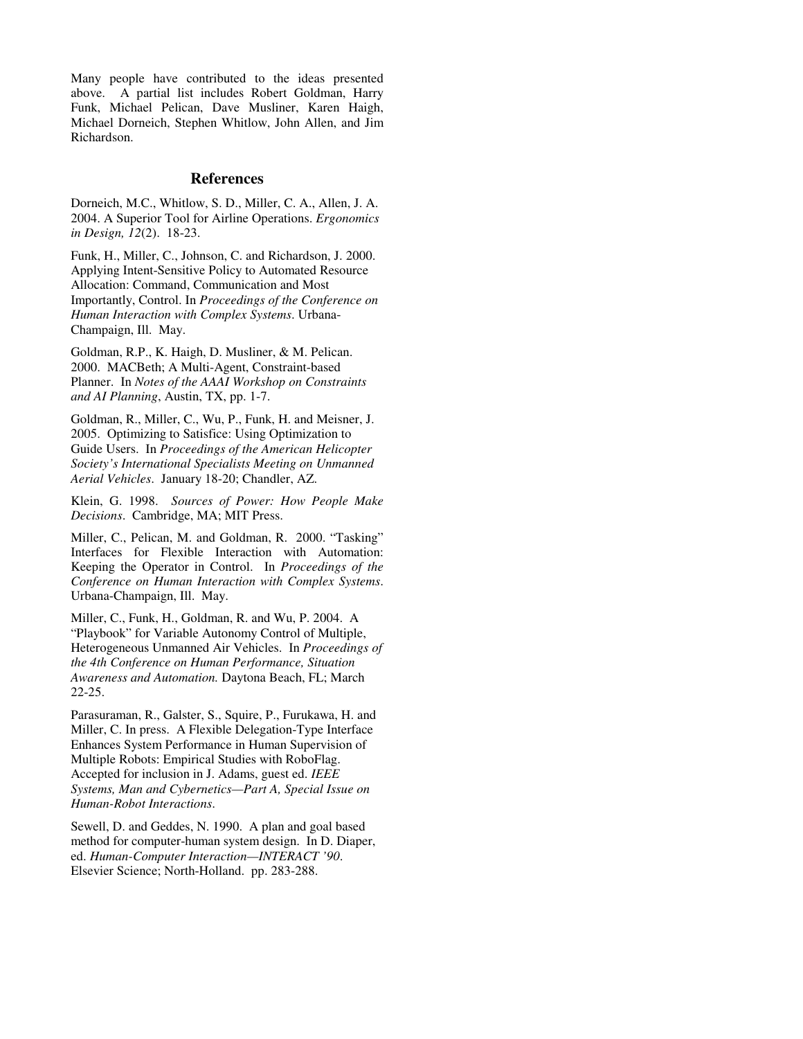Many people have contributed to the ideas presented above. A partial list includes Robert Goldman, Harry Funk, Michael Pelican, Dave Musliner, Karen Haigh, Michael Dorneich, Stephen Whitlow, John Allen, and Jim Richardson.

## References

Dorneich, M.C., Whitlow, S. D., Miller, C. A., Allen, J. A. 2004. A Superior Tool for Airline Operations. *Ergonomics in Design, 12*(2). 18-23.

Funk, H., Miller, C., Johnson, C. and Richardson, J. 2000. Applying Intent-Sensitive Policy to Automated Resource Allocation: Command, Communication and Most Importantly, Control. In *Proceedings of the Conference on Human Interaction with Complex Systems*. Urbana-Champaign, Ill. May.

Goldman, R.P., K. Haigh, D. Musliner, & M. Pelican. 2000. MACBeth; A Multi-Agent, Constraint-based Planner. In *Notes of the AAAI Workshop on Constraints and AI Planning*, Austin, TX, pp. 1-7.

Goldman, R., Miller, C., Wu, P., Funk, H. and Meisner, J. 2005. Optimizing to Satisfice: Using Optimization to Guide Users. In *Proceedings of the American Helicopter Society's International Specialists Meeting on Unmanned Aerial Vehicles*. January 18-20; Chandler, AZ.

Klein, G. 1998. *Sources of Power: How People Make Decisions*. Cambridge, MA; MIT Press.

Miller, C., Pelican, M. and Goldman, R. 2000. "Tasking" Interfaces for Flexible Interaction with Automation: Keeping the Operator in Control. In *Proceedings of the Conference on Human Interaction with Complex Systems*. Urbana-Champaign, Ill. May.

Miller, C., Funk, H., Goldman, R. and Wu, P. 2004. A "Playbook" for Variable Autonomy Control of Multiple, Heterogeneous Unmanned Air Vehicles. In *Proceedings of the 4th Conference on Human Performance, Situation Awareness and Automation.* Daytona Beach, FL; March 22-25.

Parasuraman, R., Galster, S., Squire, P., Furukawa, H. and Miller, C. In press. A Flexible Delegation-Type Interface Enhances System Performance in Human Supervision of Multiple Robots: Empirical Studies with RoboFlag. Accepted for inclusion in J. Adams, guest ed. *IEEE Systems, Man and Cybernetics—Part A, Special Issue on Human-Robot Interactions*.

Sewell, D. and Geddes, N. 1990. A plan and goal based method for computer-human system design. In D. Diaper, ed. *Human-Computer Interaction—INTERACT '90*. Elsevier Science; North-Holland. pp. 283-288.